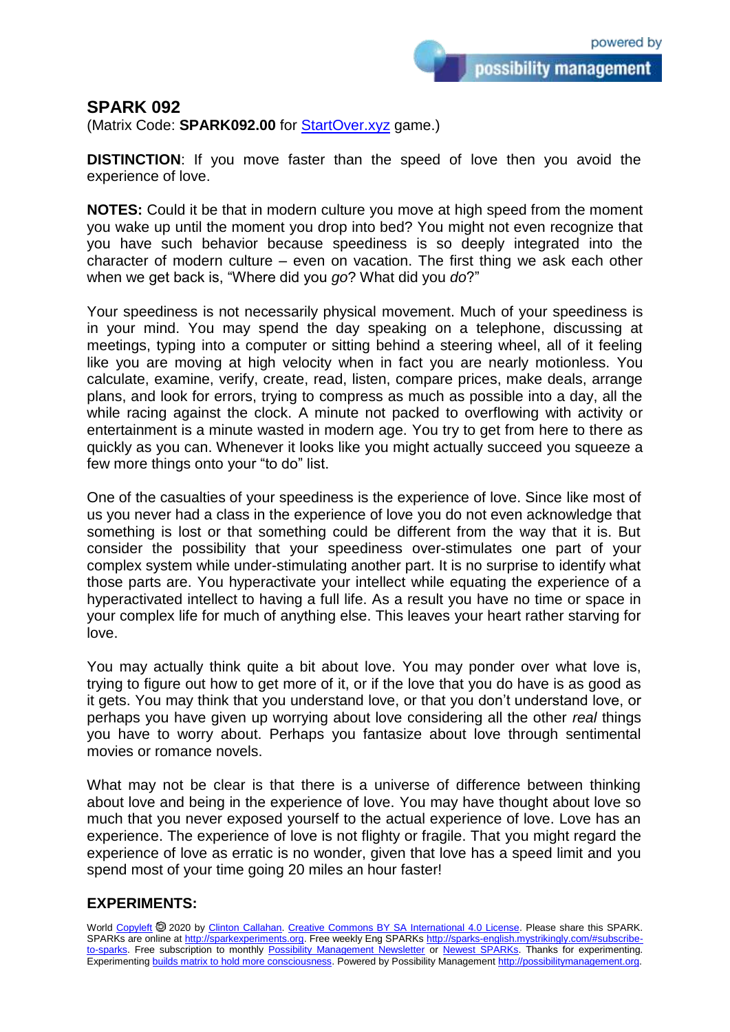# SPARK 092

(Matrix Code: **SPARK092.00** for StartOver.xyz game.)

**DISTINCTION**: If you move faster than the speed of love then you avoid the experience of love.

**NOTES:** Could it be that in modern culture you move at high speed from the moment you wake up until the moment you drop into bed? You might not even recognize that you have such behavior because speediness is so deeply integrated into the character of modern culture – even on vacation. The first thing we ask each other when we get back is, "Where did you *go*? What did you *do*?"

Your speediness is not necessarily physical movement. Much of your speediness is in your mind. You may spend the day speaking on a telephone, discussing at meetings, typing into a computer or sitting behind a steering wheel, all of it feeling like you are moving at high velocity when in fact you are nearly motionless. You calculate, examine, verify, create, read, listen, compare prices, make deals, arrange plans, and look for errors, trying to compress as much as possible into a day, all the while racing against the clock. A minute not packed to overflowing with activity or entertainment is a minute wasted in modern age. You try to get from here to there as quickly as you can. Whenever it looks like you might actually succeed you squeeze a few more things onto your "to do" list.

One of the casualties of your speediness is the experience of love. Since like most of us you never had a class in the experience of love you do not even acknowledge that something is lost or that something could be different from the way that it is. But consider the possibility that your speediness over-stimulates one part of your complex system while under-stimulating another part. It is no surprise to identify what those parts are. You hyperactivate your intellect while equating the experience of a hyperactivated intellect to having a full life. As a result you have no time or space in your complex life for much of anything else. This leaves your heart rather starving for love.

You may actually think quite a bit about love. You may ponder over what love is, trying to figure out how to get more of it, or if the love that you do have is as good as it gets. You may think that you understand love, or that you don't understand love, or perhaps you have given up worrying about love considering all the other *real* things you have to worry about. Perhaps you fantasize about love through sentimental movies or romance novels.

What may not be clear is that there is a universe of difference between thinking about love and being in the experience of love. You may have thought about love so much that you never exposed yourself to the actual experience of love. Love has an experience. The experience of love is not flighty or fragile. That you might regard the experience of love as erratic is no wonder, given that love has a speed limit and you spend most of your time going 20 miles an hour faster!

## EXPERIMENTS:

World Copyleft 🄯 2020 by Clinton Callahan. Creative Commons BY SA International 4.0 License. Please share this SPARK. SPARKs are online at http://sparkexperiments.org. Free weekly Eng SPARKs http://sparks-english.mystrikingly.com/#subscribe-to-sparks. Free subscription to monthly Possibility Management Newsletter or Newest SPARKs. Thanks for experimenting. Experimenting builds matrix to hold more consciousness. Powered by Possibility Management http://possibilitymanagement.org.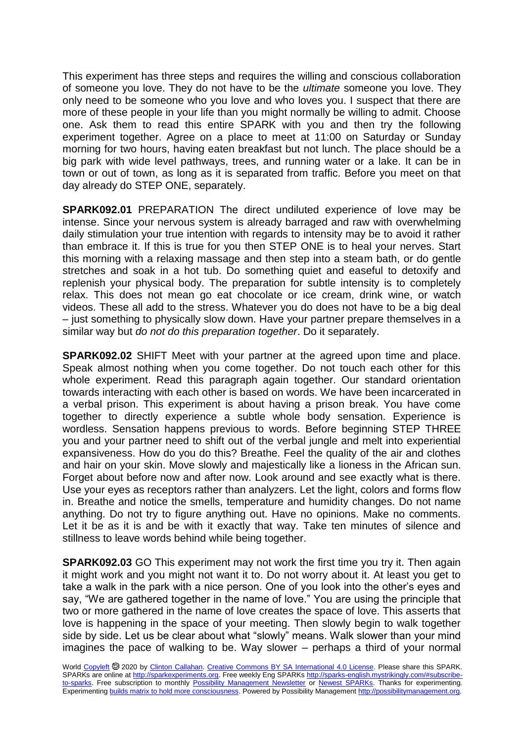This experiment has three steps and requires the willing and conscious collaboration of someone you love. They do not have to be the *ultimate* someone you love. They only need to be someone who you love and who loves you. I suspect that there are more of these people in your life than you might normally be willing to admit. Choose one. Ask them to read this entire SPARK with you and then try the following experiment together. Agree on a place to meet at 11:00 on Saturday or Sunday morning for two hours, having eaten breakfast but not lunch. The place should be a big park with wide level pathways, trees, and running water or a lake. It can be in town or out of town, as long as it is separated from traffic. Before you meet on that day already do STEP ONE, separately.

**SPARK092.01** PREPARATION The direct undiluted experience of love may be intense. Since your nervous system is already barraged and raw with overwhelming daily stimulation your true intention with regards to intensity may be to avoid it rather than embrace it. If this is true for you then STEP ONE is to heal your nerves. Start this morning with a relaxing massage and then step into a steam bath, or do gentle stretches and soak in a hot tub. Do something quiet and easeful to detoxify and replenish your physical body. The preparation for subtle intensity is to completely relax. This does not mean go eat chocolate or ice cream, drink wine, or watch videos. These all add to the stress. Whatever you do does not have to be a big deal – just something to physically slow down. Have your partner prepare themselves in a similar way but *do not do this preparation together*. Do it separately.

**SPARK092.02** SHIFT Meet with your partner at the agreed upon time and place. Speak almost nothing when you come together. Do not touch each other for this whole experiment. Read this paragraph again together. Our standard orientation towards interacting with each other is based on words. We have been incarcerated in a verbal prison. This experiment is about having a prison break. You have come together to directly experience a subtle whole body sensation. Experience is wordless. Sensation happens previous to words. Before beginning STEP THREE you and your partner need to shift out of the verbal jungle and melt into experiential expansiveness. How do you do this? Breathe. Feel the quality of the air and clothes and hair on your skin. Move slowly and majestically like a lioness in the African sun. Forget about before now and after now. Look around and see exactly what is there. Use your eyes as receptors rather than analyzers. Let the light, colors and forms flow in. Breathe and notice the smells, temperature and humidity changes. Do not name anything. Do not try to figure anything out. Have no opinions. Make no comments. Let it be as it is and be with it exactly that way. Take ten minutes of silence and stillness to leave words behind while being together.

**SPARK092.03** GO This experiment may not work the first time you try it. Then again it might work and you might not want it to. Do not worry about it. At least you get to take a walk in the park with a nice person. One of you look into the other's eyes and say, "We are gathered together in the name of love." You are using the principle that two or more gathered in the name of love creates the space of love. This asserts that love is happening in the space of your meeting. Then slowly begin to walk together side by side. Let us be clear about what "slowly" means. Walk slower than your mind imagines the pace of walking to be. Way slower – perhaps a third of your normal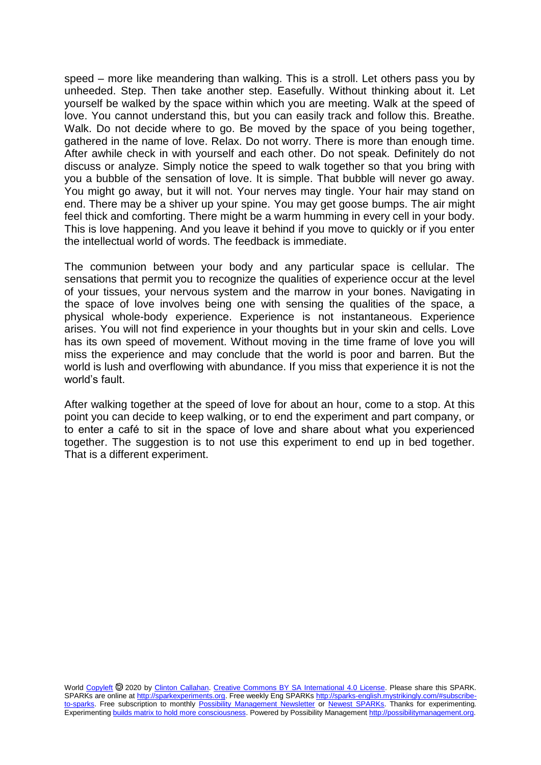speed – more like meandering than walking. This is a stroll. Let others pass you by unheeded. Step. Then take another step. Easefully. Without thinking about it. Let yourself be walked by the space within which you are meeting. Walk at the speed of love. You cannot understand this, but you can easily track and follow this. Breathe. Walk. Do not decide where to go. Be moved by the space of you being together, gathered in the name of love. Relax. Do not worry. There is more than enough time. After awhile check in with yourself and each other. Do not speak. Definitely do not discuss or analyze. Simply notice the speed to walk together so that you bring with you a bubble of the sensation of love. It is simple. That bubble will never go away. You might go away, but it will not. Your nerves may tingle. Your hair may stand on end. There may be a shiver up your spine. You may get goose bumps. The air might feel thick and comforting. There might be a warm humming in every cell in your body. This is love happening. And you leave it behind if you move to quickly or if you enter the intellectual world of words. The feedback is immediate.

The communion between your body and any particular space is cellular. The sensations that permit you to recognize the qualities of experience occur at the level of your tissues, your nervous system and the marrow in your bones. Navigating in the space of love involves being one with sensing the qualities of the space, a physical whole-body experience. Experience is not instantaneous. Experience arises. You will not find experience in your thoughts but in your skin and cells. Love has its own speed of movement. Without moving in the time frame of love you will miss the experience and may conclude that the world is poor and barren. But the world is lush and overflowing with abundance. If you miss that experience it is not the world's fault.

After walking together at the speed of love for about an hour, come to a stop. At this point you can decide to keep walking, or to end the experiment and part company, or to enter a café to sit in the space of love and share about what you experienced together. The suggestion is to not use this experiment to end up in bed together. That is a different experiment.

World Copyleft 🄯 2020 by Clinton Callahan. Creative Commons BY SA International 4.0 License. Please share this SPARK. SPARKs are online at http://sparkexperiments.org. Free weekly Eng SPARKs http://sparks-english.mystrikingly.com/#subscribe-to-sparks. Free subscription to monthly Possibility Management Newsletter or Newest SPARKs. Thanks for experimenting. Experimenting builds matrix to hold more consciousness. Powered by Possibility Management http://possibilitymanagement.org.